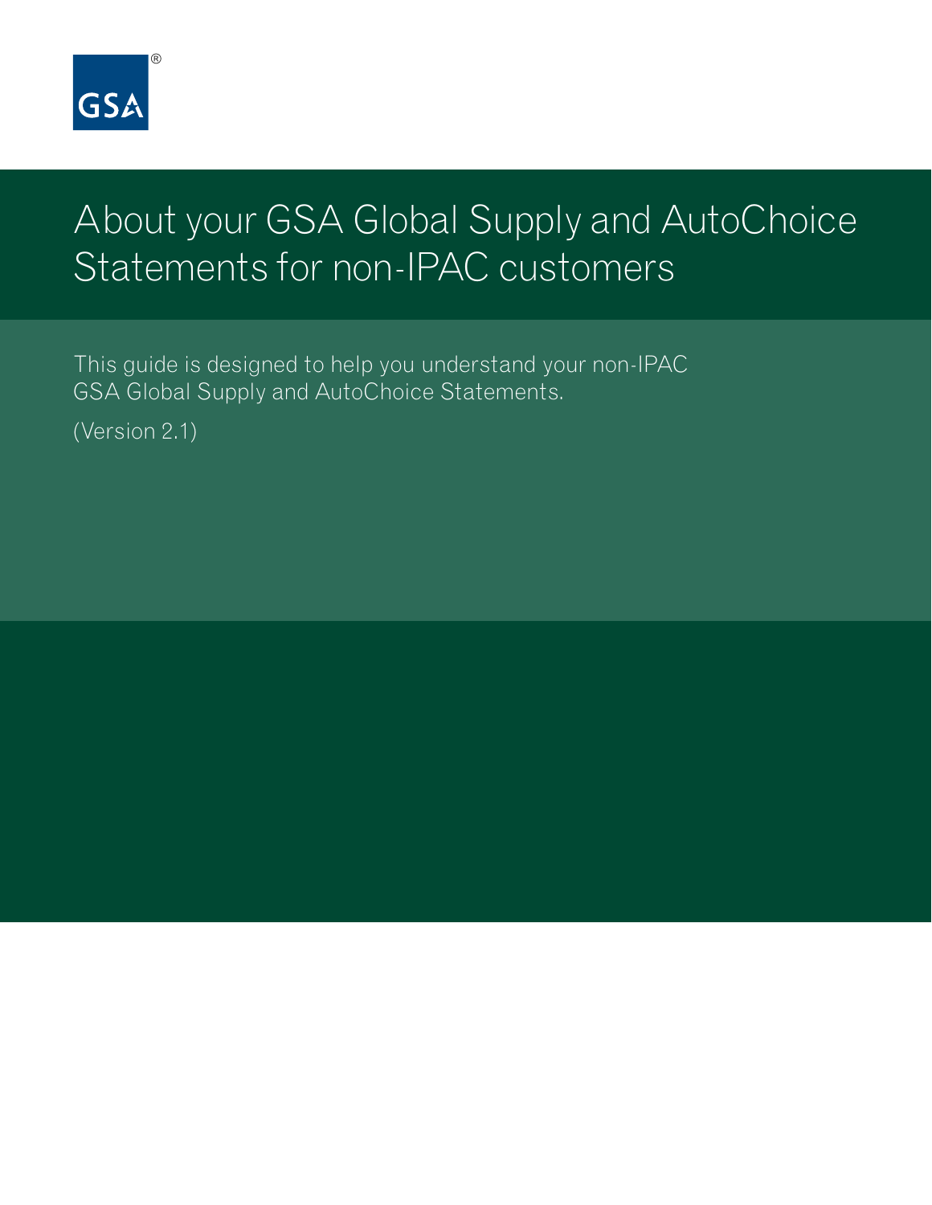GSA®

# About your GSA Global Supply and AutoChoice Statements for non-IPAC customers

This guide is designed to help you understand your non-IPAC GSA Global Supply and AutoChoice Statements.

(Version 2.1)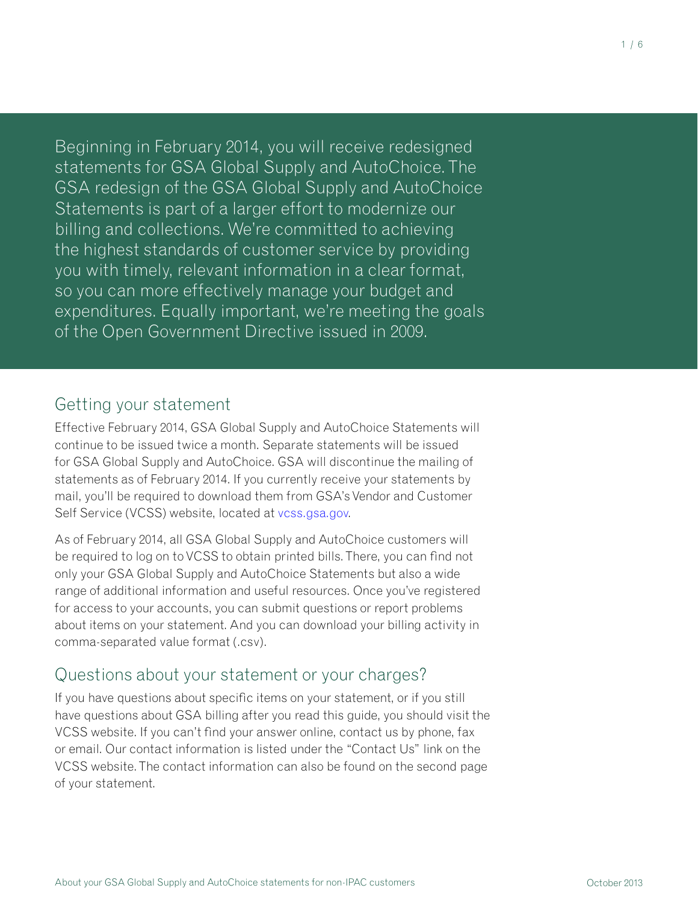Beginning in February 2014, you will receive redesigned statements for GSA Global Supply and AutoChoice. The GSA redesign of the GSA Global Supply and AutoChoice Statements is part of a larger effort to modernize our billing and collections. We're committed to achieving the highest standards of customer service by providing you with timely, relevant information in a clear format, so you can more effectively manage your budget and expenditures. Equally important, we're meeting the goals of the Open Government Directive issued in 2009.

## Getting your statement

Effective February 2014, GSA Global Supply and AutoChoice Statements will continue to be issued twice a month. Separate statements will be issued for GSA Global Supply and AutoChoice. GSA will discontinue the mailing of statements as of February 2014. If you currently receive your statements by mail, you'll be required to download them from GSA's Vendor and Customer Self Service (VCSS) website, located at vcss.gsa.gov.

As of February 2014, all GSA Global Supply and AutoChoice customers will be required to log on to VCSS to obtain printed bills. There, you can find not only your GSA Global Supply and AutoChoice Statements but also a wide range of additional information and useful resources. Once you've registered for access to your accounts, you can submit questions or report problems about items on your statement. And you can download your billing activity in comma-separated value format (.csv).

## Questions about your statement or your charges?

If you have questions about specific items on your statement, or if you still have questions about GSA billing after you read this guide, you should visit the VCSS website. If you can't find your answer online, contact us by phone, fax or email. Our contact information is listed under the "Contact Us" link on the VCSS website. The contact information can also be found on the second page of your statement.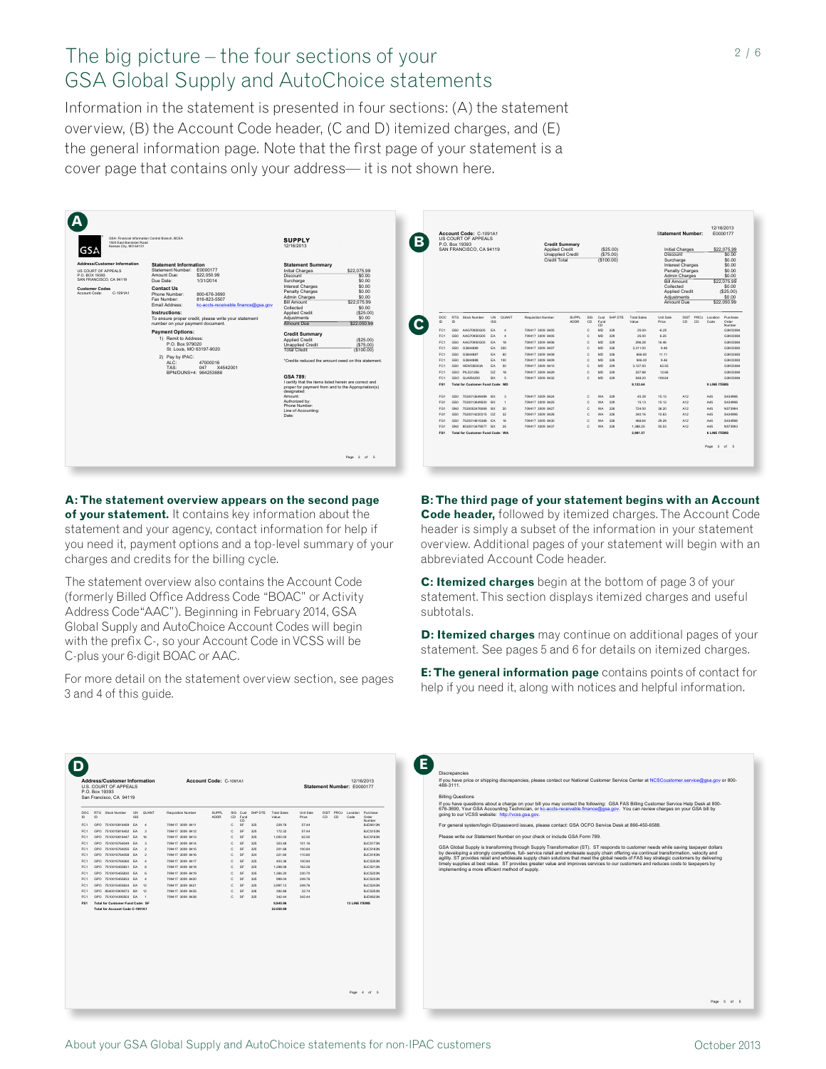# The big picture – the four sections of your GSA Global Supply and AutoChoice statements

Information in the statement is presented in four sections: (A) the statement overview, (B) the Account Code header, (C and D) itemized charges, and (E) the general information page. Note that the first page of your statement is a cover page that contains only your address— it is not shown here.

**A: The statement overview appears on the second page of your statement.** It contains key information about the statement and your agency, contact information for help if you need it, payment options and a top-level summary of your charges and credits for the billing cycle.

The statement overview also contains the Account Code (formerly Billed Office Address Code "BOAC" or Activity Address Code"AAC"). Beginning in February 2014, GSA Global Supply and AutoChoice Account Codes will begin with the prefix C-, so your Account Code in VCSS will be C-plus your 6-digit BOAC or AAC.

For more detail on the statement overview section, see pages 3 and 4 of this guide.

**B: The third page of your statement begins with an Account Code header,** followed by itemized charges. The Account Code header is simply a subset of the information in your statement overview. Additional pages of your statement will begin with an abbreviated Account Code header.

**C: Itemized charges** begin at the bottom of page 3 of your statement. This section displays itemized charges and useful subtotals.

**D: Itemized charges** may continue on additional pages of your statement. See pages 5 and 6 for details on itemized charges.

**E: The general information page** contains points of contact for help if you need it, along with notices and helpful information.

About your GSA Global Supply and AutoChoice statements for non-IPAC customers — October 2013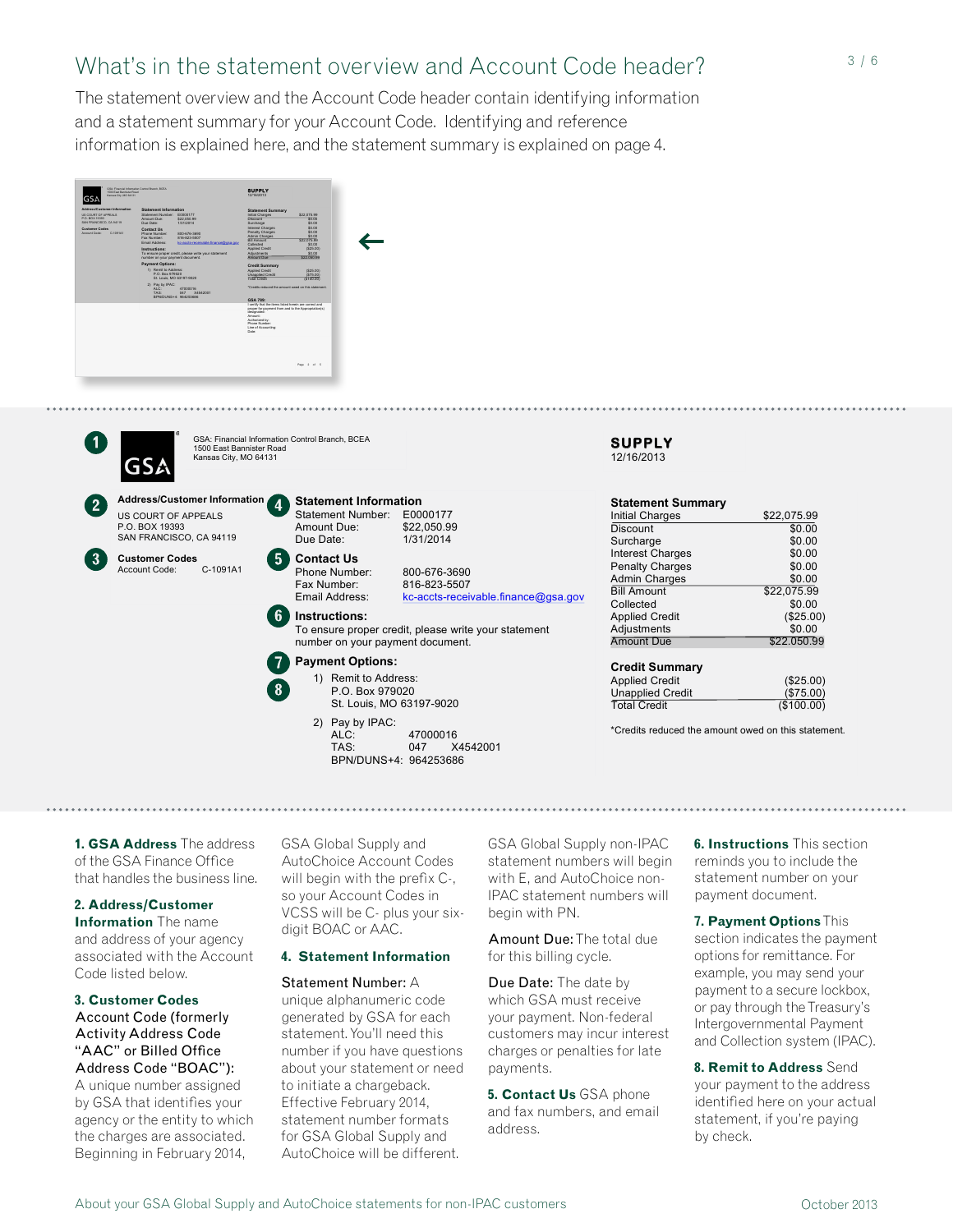## What's in the statement overview and Account Code header?

The statement overview and the Account Code header contain identifying information and a statement summary for your Account Code. Identifying and reference information is explained here, and the statement summary is explained on page 4.

**1** GSA: Financial Information Control Branch, BCEA
1500 East Bannister Road
Kansas City, MO 64131

**SUPPLY**
12/16/2013

**2 Address/Customer Information**
US COURT OF APPEALS
P.O. BOX 19393
SAN FRANCISCO, CA 94119

**3 Customer Codes**
Account Code: C-1091A1

**4 Statement Information**
Statement Number: E0000177
Amount Due: $22,050.99
Due Date: 1/31/2014

**5 Contact Us**
Phone Number: 800-676-3690
Fax Number: 816-823-5507
Email Address: kc-accts-receivable.finance@gsa.gov

**6 Instructions:**
To ensure proper credit, please write your statement number on your payment document.

**7 Payment Options:**

**8**
1) Remit to Address:
P.O. Box 979020
St. Louis, MO 63197-9020

2) Pay by IPAC:
ALC: 47000016
TAS: 047 X4542001
BPN/DUNS+4: 964253686

**Statement Summary**

| | |
|---|---|
| Initial Charges | $22,075.99 |
| Discount | $0.00 |
| Surcharge | $0.00 |
| Interest Charges | $0.00 |
| Penalty Charges | $0.00 |
| Admin Charges | $0.00 |
| Bill Amount | $22,075.99 |
| Collected | $0.00 |
| Applied Credit | ($25.00) |
| Adjustments | $0.00 |
| Amount Due | $22,050.99 |

**Credit Summary**

| | |
|---|---|
| Applied Credit | ($25.00) |
| Unapplied Credit | ($75.00) |
| Total Credit | ($100.00) |

*Credits reduced the amount owed on this statement.

**1. GSA Address** The address of the GSA Finance Office that handles the business line.

**2. Address/Customer Information** The name and address of your agency associated with the Account Code listed below.

**3. Customer Codes**
Account Code (formerly Activity Address Code "AAC" or Billed Office Address Code "BOAC"): A unique number assigned by GSA that identifies your agency or the entity to which the charges are associated. Beginning in February 2014, GSA Global Supply and AutoChoice Account Codes will begin with the prefix C-, so your Account Codes in VCSS will be C- plus your six-digit BOAC or AAC.

**4. Statement Information**

Statement Number: A unique alphanumeric code generated by GSA for each statement. You'll need this number if you have questions about your statement or need to initiate a chargeback. Effective February 2014, statement number formats for GSA Global Supply and AutoChoice will be different. GSA Global Supply non-IPAC statement numbers will begin with E, and AutoChoice non-IPAC statement numbers will begin with PN.

Amount Due: The total due for this billing cycle.

Due Date: The date by which GSA must receive your payment. Non-federal customers may incur interest charges or penalties for late payments.

**5. Contact Us** GSA phone and fax numbers, and email address.

**6. Instructions** This section reminds you to include the statement number on your payment document.

**7. Payment Options** This section indicates the payment options for remittance. For example, you may send your payment to a secure lockbox, or pay through the Treasury's Intergovernmental Payment and Collection system (IPAC).

**8. Remit to Address** Send your payment to the address identified here on your actual statement, if you're paying by check.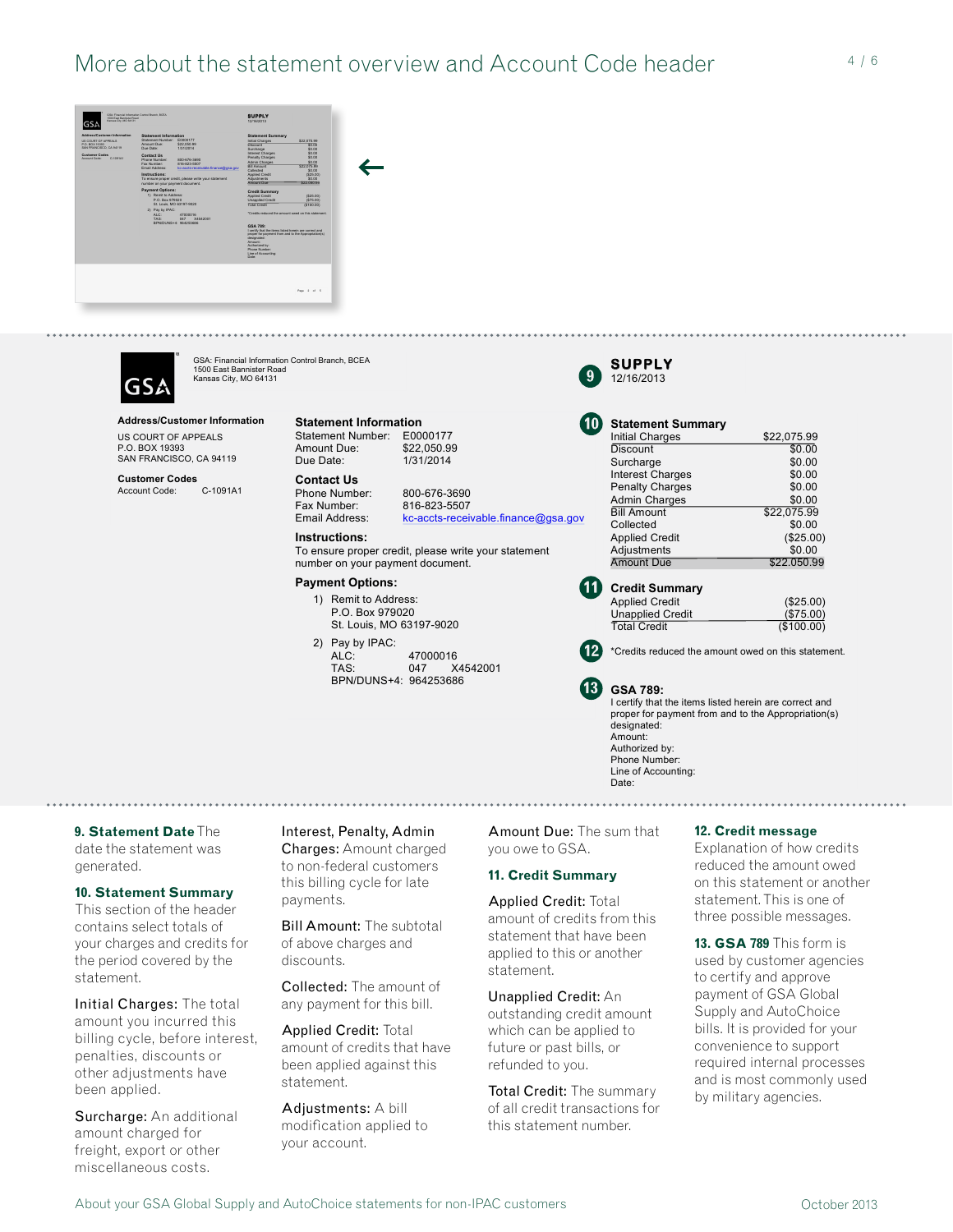# More about the statement overview and Account Code header

GSA: Financial Information Control Branch, BCEA
1500 East Bannister Road
Kansas City, MO 64131

**Address/Customer Information**

US COURT OF APPEALS
P.O. BOX 19393
SAN FRANCISCO, CA 94119

**Customer Codes**

Account Code: C-1091A1

**Statement Information**

Statement Number: E0000177
Amount Due: $22,050.99
Due Date: 1/31/2014

**Contact Us**

Phone Number: 800-676-3690
Fax Number: 816-823-5507
Email Address: kc-accts-receivable.finance@gsa.gov

**Instructions:**
To ensure proper credit, please write your statement number on your payment document.

**Payment Options:**

1) Remit to Address:
   P.O. Box 979020
   St. Louis, MO 63197-9020
2) Pay by IPAC:
   ALC: 47000016
   TAS: 047 X4542001
   BPN/DUNS+4: 964253686

(9) **SUPPLY**
12/16/2013

(10) **Statement Summary**

| | |
|---|---|
| Initial Charges | $22,075.99 |
| Discount | $0.00 |
| Surcharge | $0.00 |
| Interest Charges | $0.00 |
| Penalty Charges | $0.00 |
| Admin Charges | $0.00 |
| Bill Amount | $22,075.99 |
| Collected | $0.00 |
| Applied Credit | ($25.00) |
| Adjustments | $0.00 |
| Amount Due | $22,050.99 |

(11) **Credit Summary**

| | |
|---|---|
| Applied Credit | ($25.00) |
| Unapplied Credit | ($75.00) |
| Total Credit | ($100.00) |

(12) *Credits reduced the amount owed on this statement.

(13) **GSA 789:**
I certify that the items listed herein are correct and proper for payment from and to the Appropriation(s) designated:
Amount:
Authorized by:
Phone Number:
Line of Accounting:
Date:

**9. Statement Date** The date the statement was generated.

**10. Statement Summary**
This section of the header contains select totals of your charges and credits for the period covered by the statement.

Initial Charges: The total amount you incurred this billing cycle, before interest, penalties, discounts or other adjustments have been applied.

Surcharge: An additional amount charged for freight, export or other miscellaneous costs.

Interest, Penalty, Admin Charges: Amount charged to non-federal customers this billing cycle for late payments.

Bill Amount: The subtotal of above charges and discounts.

Collected: The amount of any payment for this bill.

Applied Credit: Total amount of credits that have been applied against this statement.

Adjustments: A bill modification applied to your account.

Amount Due: The sum that you owe to GSA.

**11. Credit Summary**

Applied Credit: Total amount of credits from this statement that have been applied to this or another statement.

Unapplied Credit: An outstanding credit amount which can be applied to future or past bills, or refunded to you.

Total Credit: The summary of all credit transactions for this statement number.

**12. Credit message**
Explanation of how credits reduced the amount owed on this statement or another statement. This is one of three possible messages.

**13. GSA 789** This form is used by customer agencies to certify and approve payment of GSA Global Supply and AutoChoice bills. It is provided for your convenience to support required internal processes and is most commonly used by military agencies.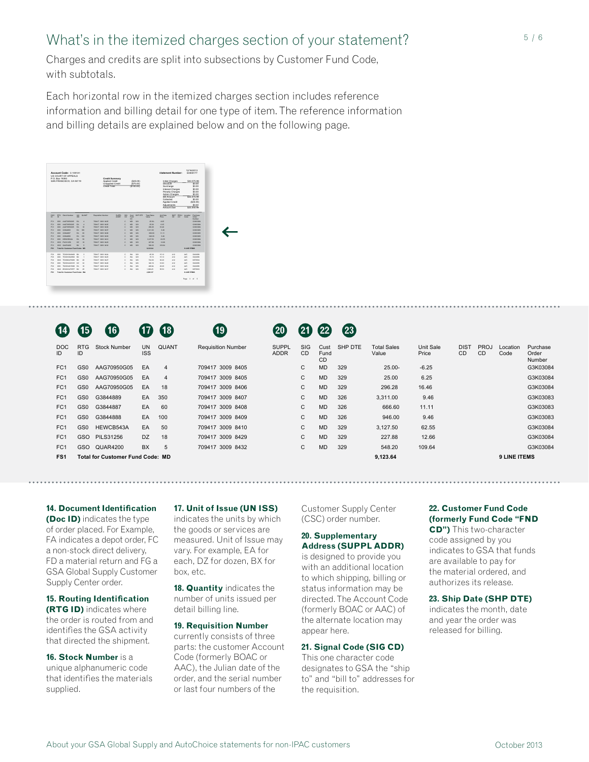## What's in the itemized charges section of your statement?

Charges and credits are split into subsections by Customer Fund Code, with subtotals.

Each horizontal row in the itemized charges section includes reference information and billing detail for one type of item. The reference information and billing details are explained below and on the following page.

| DOC ID (14) | RTG ID (15) | Stock Number (16) | UN ISS (17) | QUANT (18) | Requisition Number (19) | SUPPL ADDR (20) | SIG CD (21) | Cust Fund CD (22) | SHP DTE (23) | Total Sales Value | Unit Sale Price | DIST CD | PROJ CD | Location Code | Purchase Order Number |
|---|---|---|---|---|---|---|---|---|---|---|---|---|---|---|---|
| FC1 | GS0 | AAG70950G05 | EA | 4 | 709417 3009 8405 | | C | MD | 329 | 25.00- | -6.25 | | | | G3K03084 |
| FC1 | GS0 | AAG70950G05 | EA | 4 | 709417 3009 8405 | | C | MD | 329 | 25.00 | 6.25 | | | | G3K03084 |
| FC1 | GS0 | AAG70950G05 | EA | 18 | 709417 3009 8406 | | C | MD | 329 | 296.28 | 16.46 | | | | G3K03084 |
| FC1 | GS0 | G3844889 | EA | 350 | 709417 3009 8407 | | C | MD | 326 | 3,311.00 | 9.46 | | | | G3K03083 |
| FC1 | GS0 | G3844887 | EA | 60 | 709417 3009 8408 | | C | MD | 326 | 666.60 | 11.11 | | | | G3K03083 |
| FC1 | GS0 | G3844888 | EA | 100 | 709417 3009 8409 | | C | MD | 326 | 946.00 | 9.46 | | | | G3K03083 |
| FC1 | GS0 | HEWCB543A | EA | 50 | 709417 3009 8410 | | C | MD | 329 | 3,127.50 | 62.55 | | | | G3K03084 |
| FC1 | GSO | PILS31256 | DZ | 18 | 709417 3009 8429 | | C | MD | 329 | 227.88 | 12.66 | | | | G3K03084 |
| FC1 | GSO | QUAR4200 | BX | 5 | 709417 3009 8432 | | C | MD | 329 | 548.20 | 109.64 | | | | G3K03084 |
| **FS1** | **Total for Customer Fund Code: MD** | | | | | | | | | **9,123.64** | | | | **9 LINE ITEMS** | |

**14. Document Identification (Doc ID)** indicates the type of order placed. For Example, FA indicates a depot order, FC a non-stock direct delivery, FD a material return and FG a GSA Global Supply Customer Supply Center order.

**15. Routing Identification (RTG ID)** indicates where the order is routed from and identifies the GSA activity that directed the shipment.

**16. Stock Number** is a unique alphanumeric code that identifies the materials supplied.

**17. Unit of Issue (UN ISS)** indicates the units by which the goods or services are measured. Unit of Issue may vary. For example, EA for each, DZ for dozen, BX for box, etc.

**18. Quantity** indicates the number of units issued per detail billing line.

**19. Requisition Number** currently consists of three parts: the customer Account Code (formerly BOAC or AAC), the Julian date of the order, and the serial number or last four numbers of the Customer Supply Center (CSC) order number.

**20. Supplementary Address (SUPPL ADDR)** is designed to provide you with an additional location to which shipping, billing or status information may be directed. The Account Code (formerly BOAC or AAC) of the alternate location may appear here.

**21. Signal Code (SIG CD)** This one character code designates to GSA the "ship to" and "bill to" addresses for the requisition.

**22. Customer Fund Code (formerly Fund Code "FND CD")** This two-character code assigned by you indicates to GSA that funds are available to pay for the material ordered, and authorizes its release.

**23. Ship Date (SHP DTE)** indicates the month, date and year the order was released for billing.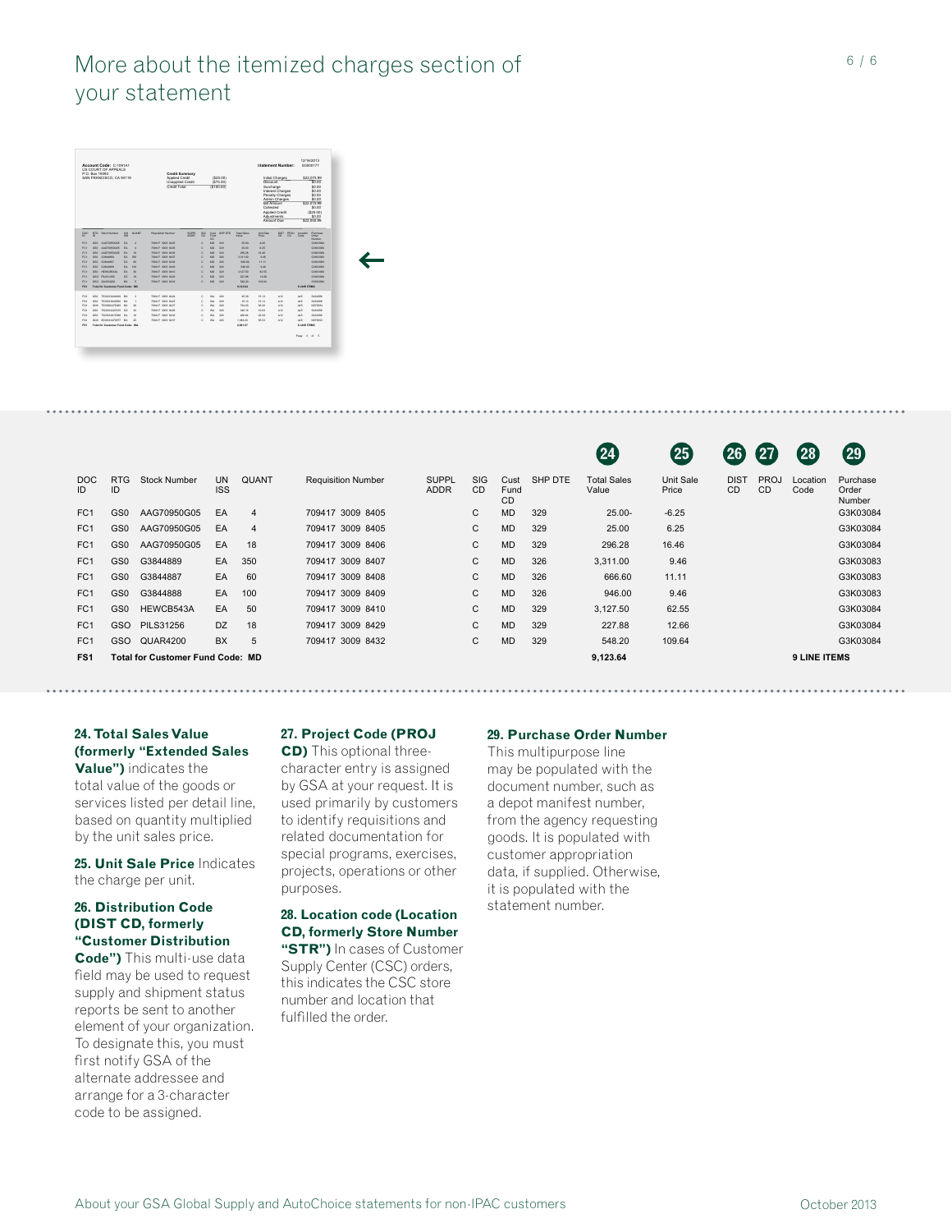# More about the itemized charges section of your statement

| DOC ID | RTG ID | Stock Number | UN ISS | QUANT | Requisition Number | SUPPL ADDR | SIG CD | Cust Fund CD | SHP DTE | Total Sales Value (24) | Unit Sale Price (25) | DIST CD (26) | PROJ CD (27) | Location Code (28) | Purchase Order Number (29) |
|---|---|---|---|---|---|---|---|---|---|---|---|---|---|---|---|
| FC1 | GS0 | AAG70950G05 | EA | 4 | 709417 3009 8405 | | C | MD | 329 | 25.00- | -6.25 | | | | G3K03084 |
| FC1 | GS0 | AAG70950G05 | EA | 4 | 709417 3009 8405 | | C | MD | 329 | 25.00 | 6.25 | | | | G3K03084 |
| FC1 | GS0 | AAG70950G05 | EA | 18 | 709417 3009 8406 | | C | MD | 329 | 296.28 | 16.46 | | | | G3K03084 |
| FC1 | GS0 | G3844889 | EA | 350 | 709417 3009 8407 | | C | MD | 326 | 3,311.00 | 9.46 | | | | G3K03083 |
| FC1 | GS0 | G3844887 | EA | 60 | 709417 3009 8408 | | C | MD | 326 | 666.60 | 11.11 | | | | G3K03083 |
| FC1 | GS0 | G3844888 | EA | 100 | 709417 3009 8409 | | C | MD | 326 | 946.00 | 9.46 | | | | G3K03083 |
| FC1 | GS0 | HEWCB543A | EA | 50 | 709417 3009 8410 | | C | MD | 329 | 3,127.50 | 62.55 | | | | G3K03084 |
| FC1 | GSO | PILS31256 | DZ | 18 | 709417 3009 8429 | | C | MD | 329 | 227.88 | 12.66 | | | | G3K03084 |
| FC1 | GSO | QUAR4200 | BX | 5 | 709417 3009 8432 | | C | MD | 329 | 548.20 | 109.64 | | | | G3K03084 |
| **FS1** | **Total for Customer Fund Code: MD** | | | | | | | | | **9,123.64** | | | | **9 LINE ITEMS** | |

**24. Total Sales Value (formerly "Extended Sales Value")** indicates the total value of the goods or services listed per detail line, based on quantity multiplied by the unit sales price.

**25. Unit Sale Price** Indicates the charge per unit.

**26. Distribution Code (DIST CD, formerly "Customer Distribution Code")** This multi-use data field may be used to request supply and shipment status reports be sent to another element of your organization. To designate this, you must first notify GSA of the alternate addressee and arrange for a 3-character code to be assigned.

**27. Project Code (PROJ CD)** This optional three-character entry is assigned by GSA at your request. It is used primarily by customers to identify requisitions and related documentation for special programs, exercises, projects, operations or other purposes.

**28. Location code (Location CD, formerly Store Number "STR")** In cases of Customer Supply Center (CSC) orders, this indicates the CSC store number and location that fulfilled the order.

**29. Purchase Order Number** This multipurpose line may be populated with the document number, such as a depot manifest number, from the agency requesting goods. It is populated with customer appropriation data, if supplied. Otherwise, it is populated with the statement number.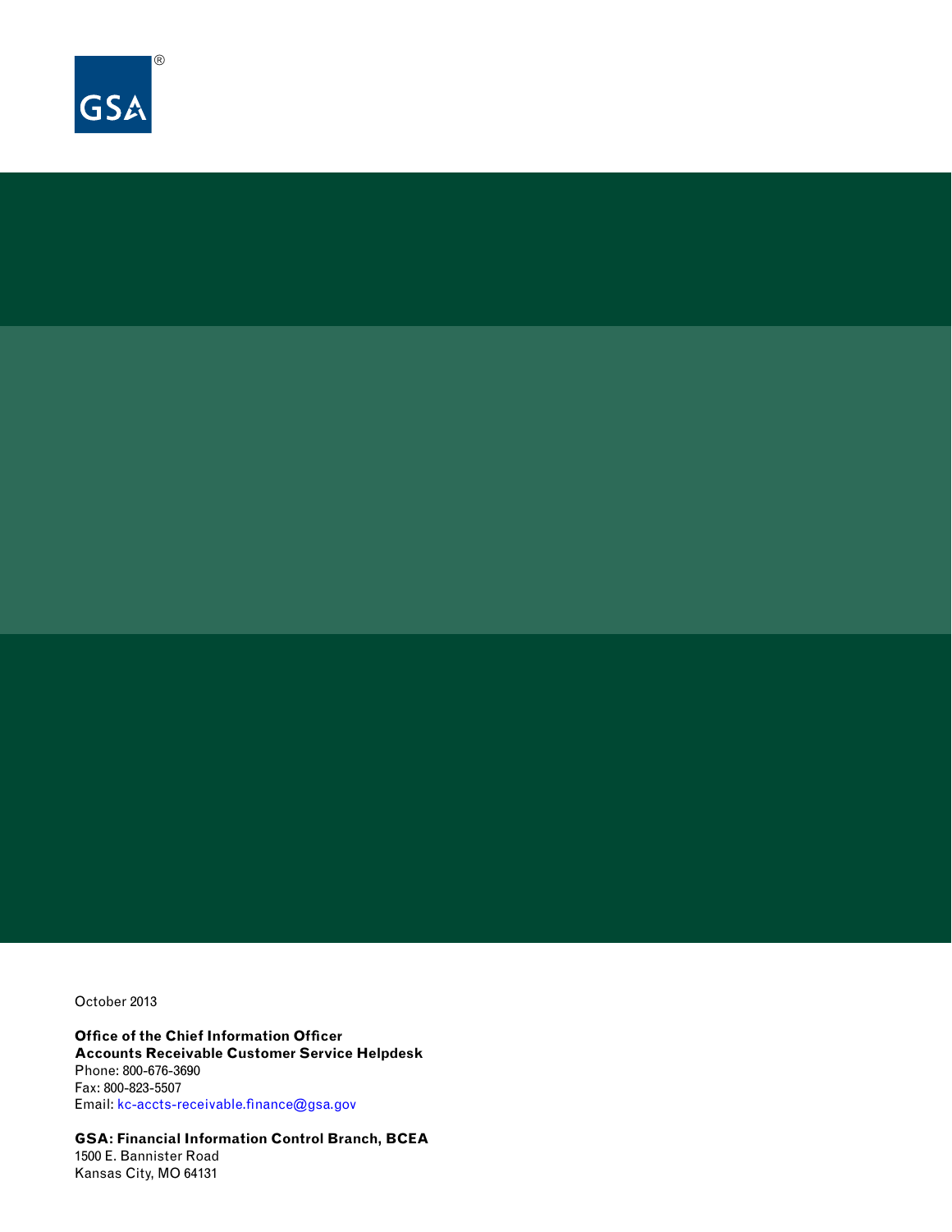October 2013

**Office of the Chief Information Officer**
**Accounts Receivable Customer Service Helpdesk**
Phone: 800-676-3690
Fax: 800-823-5507
Email: kc-accts-receivable.finance@gsa.gov

**GSA: Financial Information Control Branch, BCEA**
1500 E. Bannister Road
Kansas City, MO 64131